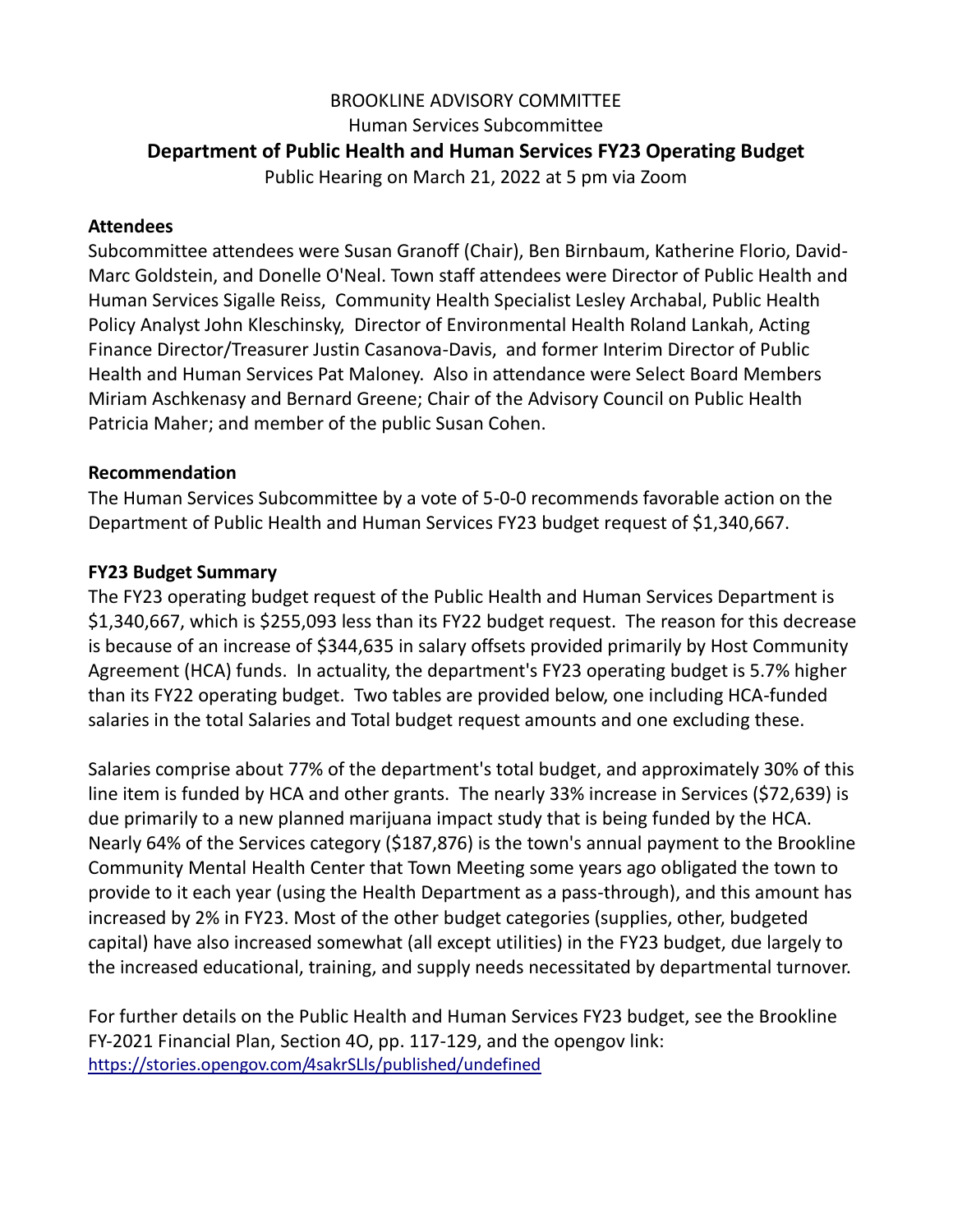# BROOKLINE ADVISORY COMMITTEE

Human Services Subcommittee

**Department of Public Health and Human Services FY23 Operating Budget**

Public Hearing on March 21, 2022 at 5 pm via Zoom

## Attendees

Subcommittee attendees were Susan Granoff (Chair), Ben Birnbaum, Katherine Florio, David-Marc Goldstein, and Donelle O'Neal. Town staff attendees were Director of Public Health and Human Services Sigalle Reiss, Community Health Specialist Lesley Archabal, Public Health Policy Analyst John Kleschinsky, Director of Environmental Health Roland Lankah, Acting Finance Director/Treasurer Justin Casanova-Davis, and former Interim Director of Public Health and Human Services Pat Maloney. Also in attendance were Select Board Members Miriam Aschkenasy and Bernard Greene; Chair of the Advisory Council on Public Health Patricia Maher; and member of the public Susan Cohen.

## Recommendation

The Human Services Subcommittee by a vote of 5-0-0 recommends favorable action on the Department of Public Health and Human Services FY23 budget request of $1,340,667.

## FY23 Budget Summary

The FY23 operating budget request of the Public Health and Human Services Department is $1,340,667, which is $255,093 less than its FY22 budget request. The reason for this decrease is because of an increase of $344,635 in salary offsets provided primarily by Host Community Agreement (HCA) funds. In actuality, the department's FY23 operating budget is 5.7% higher than its FY22 operating budget. Two tables are provided below, one including HCA-funded salaries in the total Salaries and Total budget request amounts and one excluding these.

Salaries comprise about 77% of the department's total budget, and approximately 30% of this line item is funded by HCA and other grants. The nearly 33% increase in Services ($72,639) is due primarily to a new planned marijuana impact study that is being funded by the HCA. Nearly 64% of the Services category ($187,876) is the town's annual payment to the Brookline Community Mental Health Center that Town Meeting some years ago obligated the town to provide to it each year (using the Health Department as a pass-through), and this amount has increased by 2% in FY23. Most of the other budget categories (supplies, other, budgeted capital) have also increased somewhat (all except utilities) in the FY23 budget, due largely to the increased educational, training, and supply needs necessitated by departmental turnover.

For further details on the Public Health and Human Services FY23 budget, see the Brookline FY-2021 Financial Plan, Section 4O, pp. 117-129, and the opengov link: https://stories.opengov.com/4sakrSLls/published/undefined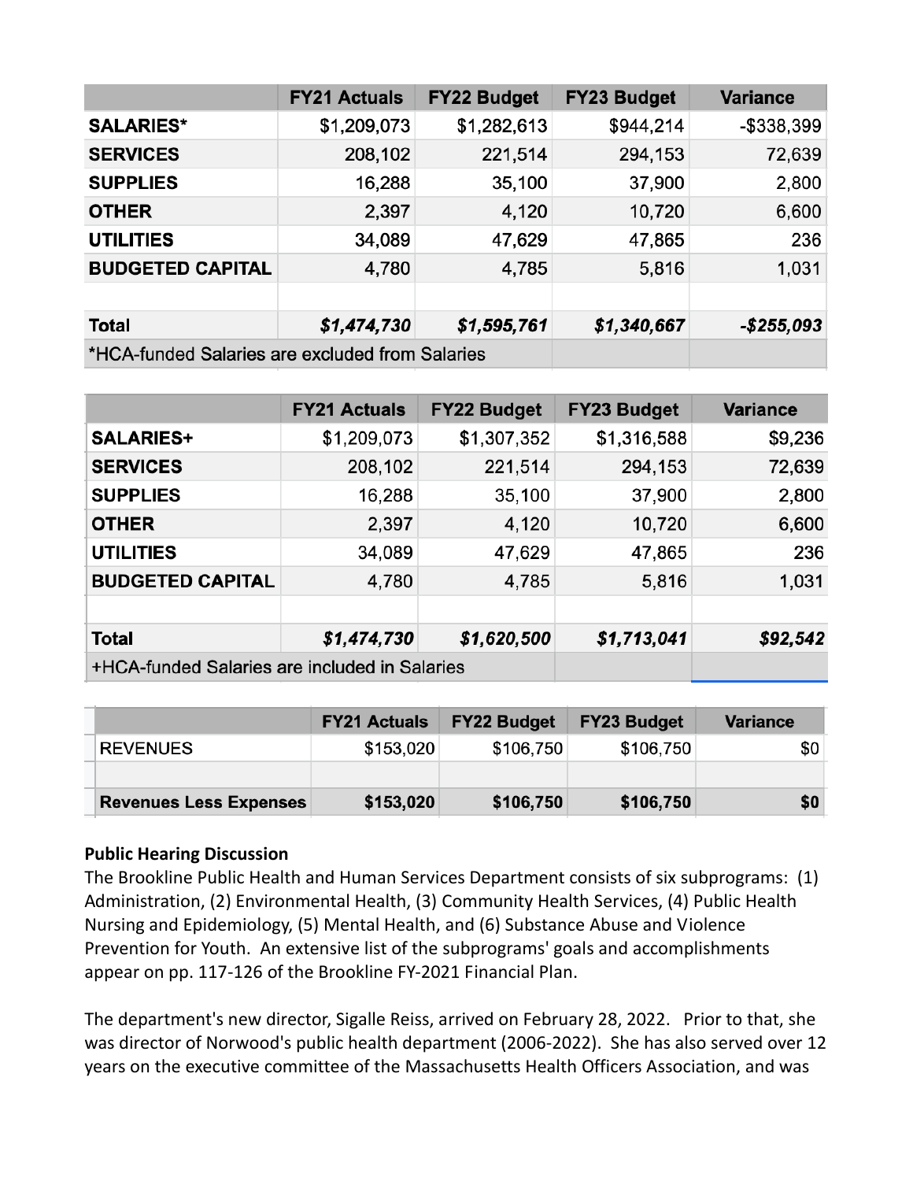| | FY21 Actuals | FY22 Budget | FY23 Budget | Variance |
|---|---|---|---|---|
| **SALARIES*** | $1,209,073 | $1,282,613 | $944,214 | -$338,399 |
| **SERVICES** | 208,102 | 221,514 | 294,153 | 72,639 |
| **SUPPLIES** | 16,288 | 35,100 | 37,900 | 2,800 |
| **OTHER** | 2,397 | 4,120 | 10,720 | 6,600 |
| **UTILITIES** | 34,089 | 47,629 | 47,865 | 236 |
| **BUDGETED CAPITAL** | 4,780 | 4,785 | 5,816 | 1,031 |
| | | | | |
| **Total** | ***$1,474,730*** | ***$1,595,761*** | ***$1,340,667*** | ***-$255,093*** |
| *HCA-funded Salaries are excluded from Salaries | | | | |

| | FY21 Actuals | FY22 Budget | FY23 Budget | Variance |
|---|---|---|---|---|
| **SALARIES+** | $1,209,073 | $1,307,352 | $1,316,588 | $9,236 |
| **SERVICES** | 208,102 | 221,514 | 294,153 | 72,639 |
| **SUPPLIES** | 16,288 | 35,100 | 37,900 | 2,800 |
| **OTHER** | 2,397 | 4,120 | 10,720 | 6,600 |
| **UTILITIES** | 34,089 | 47,629 | 47,865 | 236 |
| **BUDGETED CAPITAL** | 4,780 | 4,785 | 5,816 | 1,031 |
| | | | | |
| **Total** | ***$1,474,730*** | ***$1,620,500*** | ***$1,713,041*** | ***$92,542*** |
| +HCA-funded Salaries are included in Salaries | | | | |

| | FY21 Actuals | FY22 Budget | FY23 Budget | Variance |
|---|---|---|---|---|
| REVENUES | $153,020 | $106,750 | $106,750 | $0 |
| | | | | |
| **Revenues Less Expenses** | **$153,020** | **$106,750** | **$106,750** | **$0** |

**Public Hearing Discussion**

The Brookline Public Health and Human Services Department consists of six subprograms: (1) Administration, (2) Environmental Health, (3) Community Health Services, (4) Public Health Nursing and Epidemiology, (5) Mental Health, and (6) Substance Abuse and Violence Prevention for Youth. An extensive list of the subprograms' goals and accomplishments appear on pp. 117-126 of the Brookline FY-2021 Financial Plan.

The department's new director, Sigalle Reiss, arrived on February 28, 2022. Prior to that, she was director of Norwood's public health department (2006-2022). She has also served over 12 years on the executive committee of the Massachusetts Health Officers Association, and was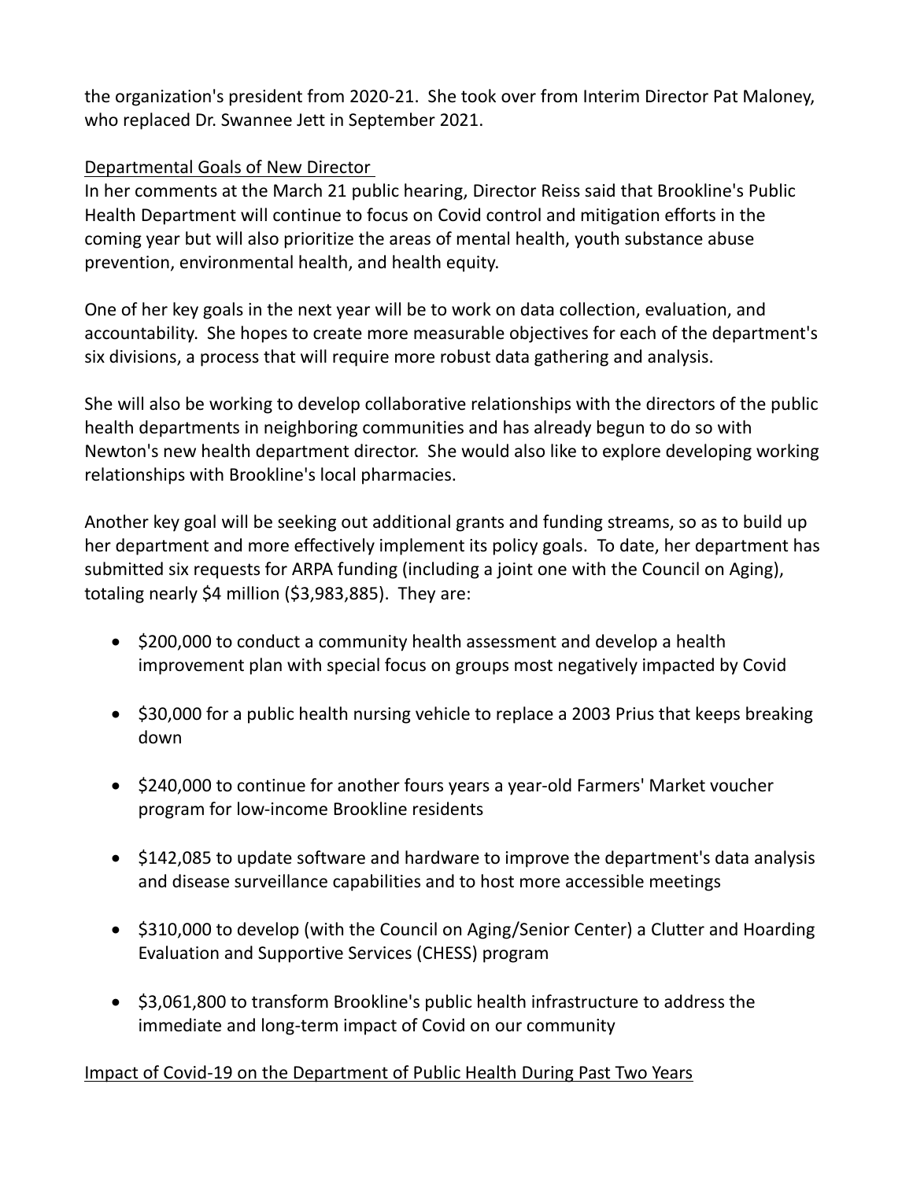the organization's president from 2020-21. She took over from Interim Director Pat Maloney, who replaced Dr. Swannee Jett in September 2021.

## Departmental Goals of New Director

In her comments at the March 21 public hearing, Director Reiss said that Brookline's Public Health Department will continue to focus on Covid control and mitigation efforts in the coming year but will also prioritize the areas of mental health, youth substance abuse prevention, environmental health, and health equity.

One of her key goals in the next year will be to work on data collection, evaluation, and accountability. She hopes to create more measurable objectives for each of the department's six divisions, a process that will require more robust data gathering and analysis.

She will also be working to develop collaborative relationships with the directors of the public health departments in neighboring communities and has already begun to do so with Newton's new health department director. She would also like to explore developing working relationships with Brookline's local pharmacies.

Another key goal will be seeking out additional grants and funding streams, so as to build up her department and more effectively implement its policy goals. To date, her department has submitted six requests for ARPA funding (including a joint one with the Council on Aging), totaling nearly $4 million ($3,983,885). They are:

- $200,000 to conduct a community health assessment and develop a health improvement plan with special focus on groups most negatively impacted by Covid
- $30,000 for a public health nursing vehicle to replace a 2003 Prius that keeps breaking down
- $240,000 to continue for another fours years a year-old Farmers' Market voucher program for low-income Brookline residents
- $142,085 to update software and hardware to improve the department's data analysis and disease surveillance capabilities and to host more accessible meetings
- $310,000 to develop (with the Council on Aging/Senior Center) a Clutter and Hoarding Evaluation and Supportive Services (CHESS) program
- $3,061,800 to transform Brookline's public health infrastructure to address the immediate and long-term impact of Covid on our community

## Impact of Covid-19 on the Department of Public Health During Past Two Years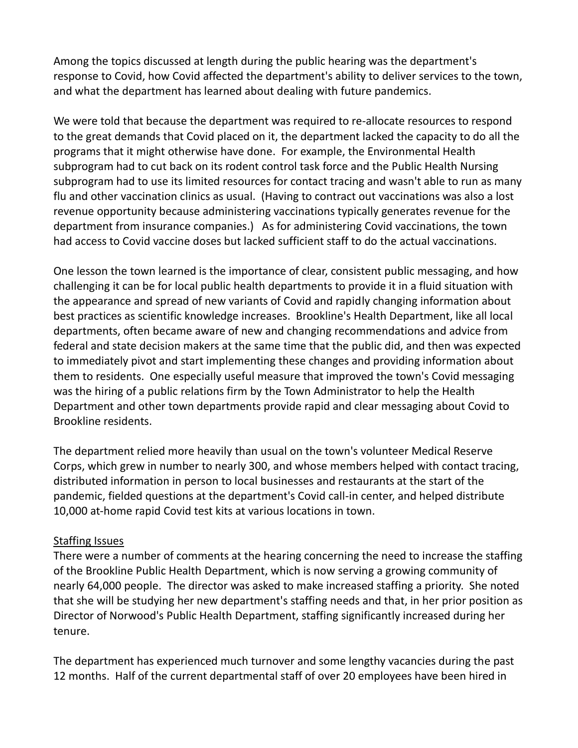Among the topics discussed at length during the public hearing was the department's response to Covid, how Covid affected the department's ability to deliver services to the town, and what the department has learned about dealing with future pandemics.

We were told that because the department was required to re-allocate resources to respond to the great demands that Covid placed on it, the department lacked the capacity to do all the programs that it might otherwise have done. For example, the Environmental Health subprogram had to cut back on its rodent control task force and the Public Health Nursing subprogram had to use its limited resources for contact tracing and wasn't able to run as many flu and other vaccination clinics as usual. (Having to contract out vaccinations was also a lost revenue opportunity because administering vaccinations typically generates revenue for the department from insurance companies.) As for administering Covid vaccinations, the town had access to Covid vaccine doses but lacked sufficient staff to do the actual vaccinations.

One lesson the town learned is the importance of clear, consistent public messaging, and how challenging it can be for local public health departments to provide it in a fluid situation with the appearance and spread of new variants of Covid and rapidly changing information about best practices as scientific knowledge increases. Brookline's Health Department, like all local departments, often became aware of new and changing recommendations and advice from federal and state decision makers at the same time that the public did, and then was expected to immediately pivot and start implementing these changes and providing information about them to residents. One especially useful measure that improved the town's Covid messaging was the hiring of a public relations firm by the Town Administrator to help the Health Department and other town departments provide rapid and clear messaging about Covid to Brookline residents.

The department relied more heavily than usual on the town's volunteer Medical Reserve Corps, which grew in number to nearly 300, and whose members helped with contact tracing, distributed information in person to local businesses and restaurants at the start of the pandemic, fielded questions at the department's Covid call-in center, and helped distribute 10,000 at-home rapid Covid test kits at various locations in town.

<u>Staffing Issues</u>

There were a number of comments at the hearing concerning the need to increase the staffing of the Brookline Public Health Department, which is now serving a growing community of nearly 64,000 people. The director was asked to make increased staffing a priority. She noted that she will be studying her new department's staffing needs and that, in her prior position as Director of Norwood's Public Health Department, staffing significantly increased during her tenure.

The department has experienced much turnover and some lengthy vacancies during the past 12 months. Half of the current departmental staff of over 20 employees have been hired in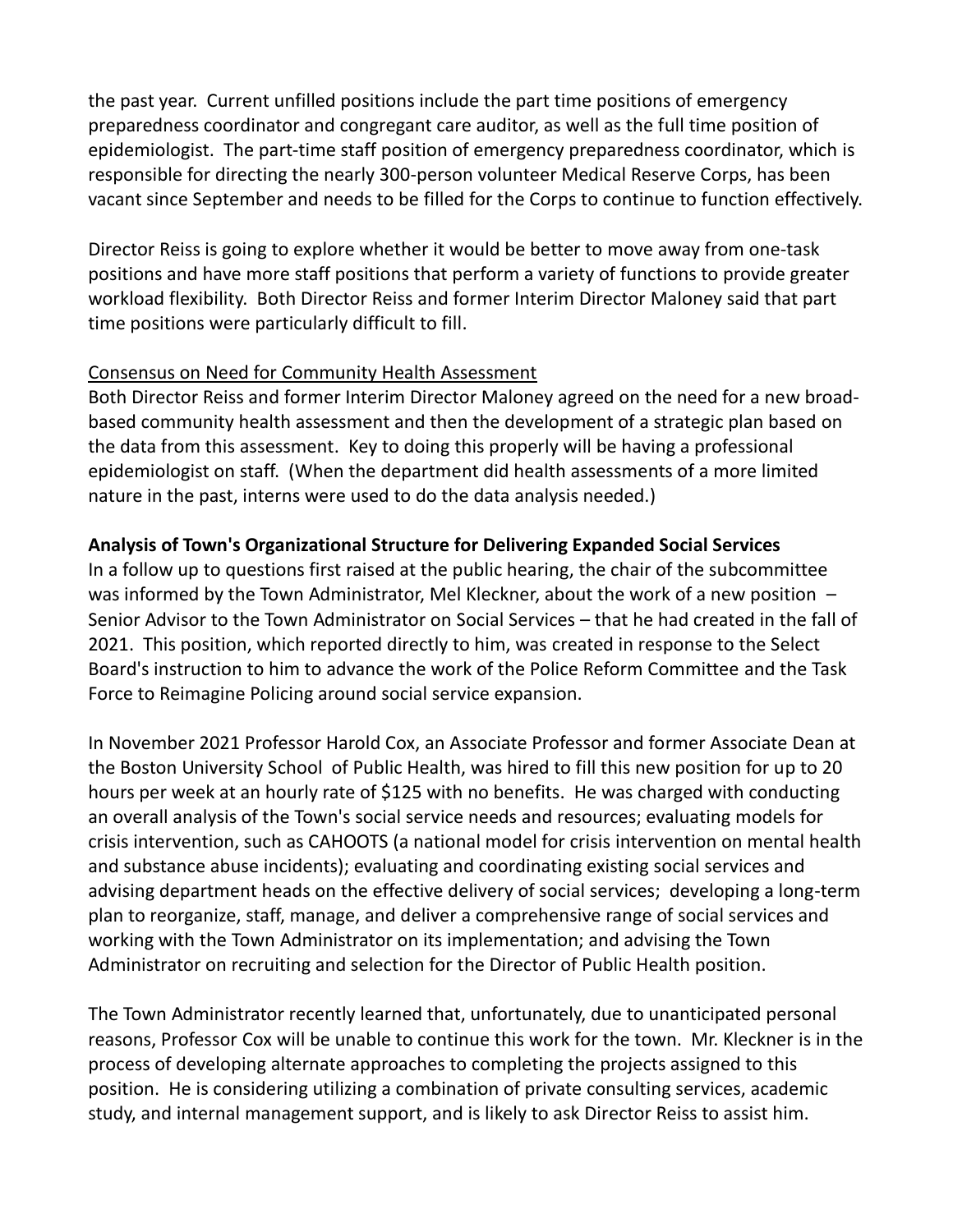the past year. Current unfilled positions include the part time positions of emergency preparedness coordinator and congregant care auditor, as well as the full time position of epidemiologist. The part-time staff position of emergency preparedness coordinator, which is responsible for directing the nearly 300-person volunteer Medical Reserve Corps, has been vacant since September and needs to be filled for the Corps to continue to function effectively.

Director Reiss is going to explore whether it would be better to move away from one-task positions and have more staff positions that perform a variety of functions to provide greater workload flexibility. Both Director Reiss and former Interim Director Maloney said that part time positions were particularly difficult to fill.

<u>Consensus on Need for Community Health Assessment</u>

Both Director Reiss and former Interim Director Maloney agreed on the need for a new broad-based community health assessment and then the development of a strategic plan based on the data from this assessment. Key to doing this properly will be having a professional epidemiologist on staff. (When the department did health assessments of a more limited nature in the past, interns were used to do the data analysis needed.)

**Analysis of Town's Organizational Structure for Delivering Expanded Social Services**

In a follow up to questions first raised at the public hearing, the chair of the subcommittee was informed by the Town Administrator, Mel Kleckner, about the work of a new position – Senior Advisor to the Town Administrator on Social Services – that he had created in the fall of 2021. This position, which reported directly to him, was created in response to the Select Board's instruction to him to advance the work of the Police Reform Committee and the Task Force to Reimagine Policing around social service expansion.

In November 2021 Professor Harold Cox, an Associate Professor and former Associate Dean at the Boston University School of Public Health, was hired to fill this new position for up to 20 hours per week at an hourly rate of $125 with no benefits. He was charged with conducting an overall analysis of the Town's social service needs and resources; evaluating models for crisis intervention, such as CAHOOTS (a national model for crisis intervention on mental health and substance abuse incidents); evaluating and coordinating existing social services and advising department heads on the effective delivery of social services; developing a long-term plan to reorganize, staff, manage, and deliver a comprehensive range of social services and working with the Town Administrator on its implementation; and advising the Town Administrator on recruiting and selection for the Director of Public Health position.

The Town Administrator recently learned that, unfortunately, due to unanticipated personal reasons, Professor Cox will be unable to continue this work for the town. Mr. Kleckner is in the process of developing alternate approaches to completing the projects assigned to this position. He is considering utilizing a combination of private consulting services, academic study, and internal management support, and is likely to ask Director Reiss to assist him.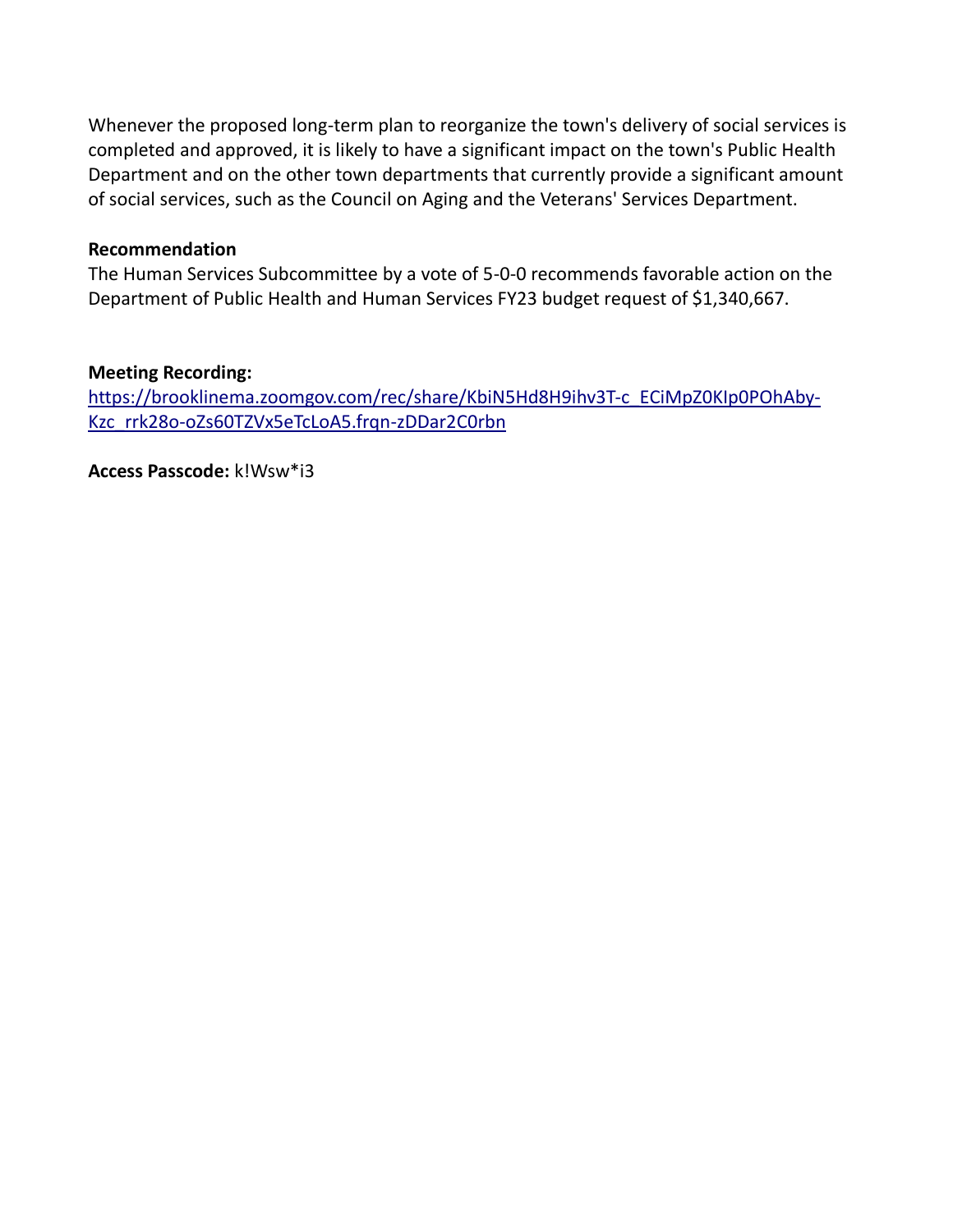Whenever the proposed long-term plan to reorganize the town's delivery of social services is completed and approved, it is likely to have a significant impact on the town's Public Health Department and on the other town departments that currently provide a significant amount of social services, such as the Council on Aging and the Veterans' Services Department.

**Recommendation**
The Human Services Subcommittee by a vote of 5-0-0 recommends favorable action on the Department of Public Health and Human Services FY23 budget request of $1,340,667.

**Meeting Recording:**
https://brooklinema.zoomgov.com/rec/share/KbiN5Hd8H9ihv3T-c_ECiMpZ0KIp0POhAby-Kzc_rrk28o-oZs60TZVx5eTcLoA5.frqn-zDDar2C0rbn

**Access Passcode:** k!Wsw*i3